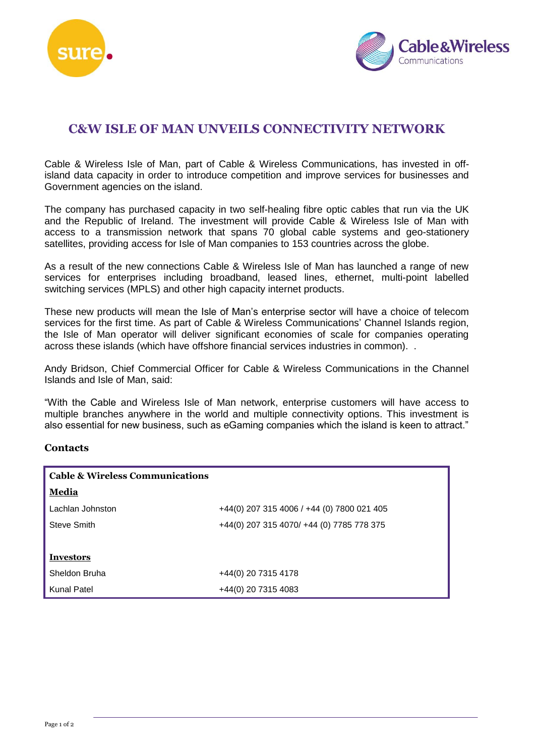# C&W ISLE OF MAN UNVEILS CONNECTIVITY NETWORK

Cable & Wireless Isle of Man, part of Cable & Wireless Communications, has invested in off-island data capacity in order to introduce competition and improve services for businesses and Government agencies on the island.

The company has purchased capacity in two self-healing fibre optic cables that run via the UK and the Republic of Ireland. The investment will provide Cable & Wireless Isle of Man with access to a transmission network that spans 70 global cable systems and geo-stationery satellites, providing access for Isle of Man companies to 153 countries across the globe.

As a result of the new connections Cable & Wireless Isle of Man has launched a range of new services for enterprises including broadband, leased lines, ethernet, multi-point labelled switching services (MPLS) and other high capacity internet products.

These new products will mean the Isle of Man's enterprise sector will have a choice of telecom services for the first time. As part of Cable & Wireless Communications' Channel Islands region, the Isle of Man operator will deliver significant economies of scale for companies operating across these islands (which have offshore financial services industries in common). .

Andy Bridson, Chief Commercial Officer for Cable & Wireless Communications in the Channel Islands and Isle of Man, said:

"With the Cable and Wireless Isle of Man network, enterprise customers will have access to multiple branches anywhere in the world and multiple connectivity options. This investment is also essential for new business, such as eGaming companies which the island is keen to attract."

### Contacts

| **Cable & Wireless Communications** | |
|---|---|
| **Media** | |
| Lachlan Johnston | +44(0) 207 315 4006 / +44 (0) 7800 021 405 |
| Steve Smith | +44(0) 207 315 4070/ +44 (0) 7785 778 375 |
| | |
| **Investors** | |
| Sheldon Bruha | +44(0) 20 7315 4178 |
| Kunal Patel | +44(0) 20 7315 4083 |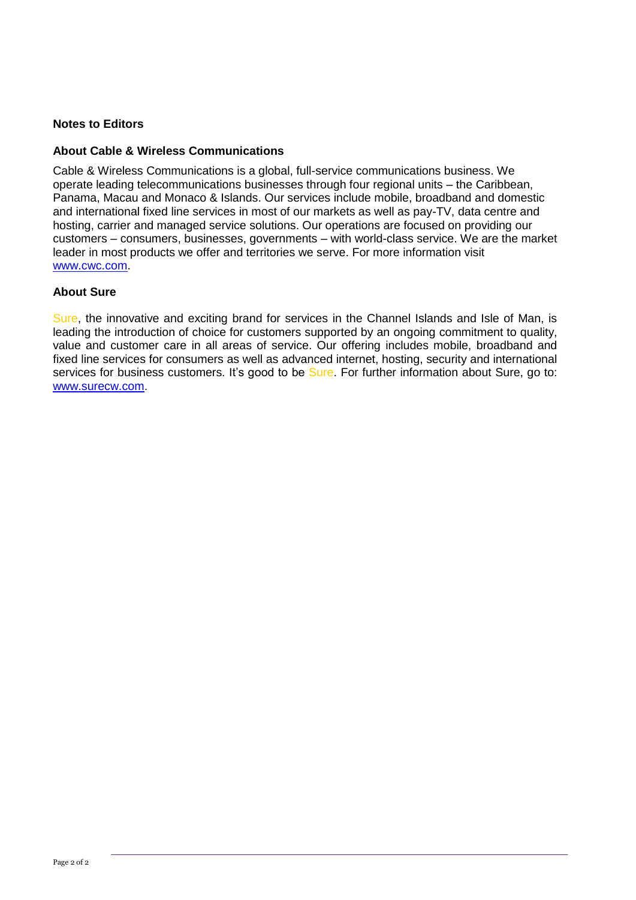**Notes to Editors**

**About Cable & Wireless Communications**

Cable & Wireless Communications is a global, full-service communications business. We operate leading telecommunications businesses through four regional units – the Caribbean, Panama, Macau and Monaco & Islands. Our services include mobile, broadband and domestic and international fixed line services in most of our markets as well as pay-TV, data centre and hosting, carrier and managed service solutions. Our operations are focused on providing our customers – consumers, businesses, governments – with world-class service. We are the market leader in most products we offer and territories we serve. For more information visit www.cwc.com.

**About Sure**

Sure, the innovative and exciting brand for services in the Channel Islands and Isle of Man, is leading the introduction of choice for customers supported by an ongoing commitment to quality, value and customer care in all areas of service. Our offering includes mobile, broadband and fixed line services for consumers as well as advanced internet, hosting, security and international services for business customers. It's good to be Sure. For further information about Sure, go to: www.surecw.com.